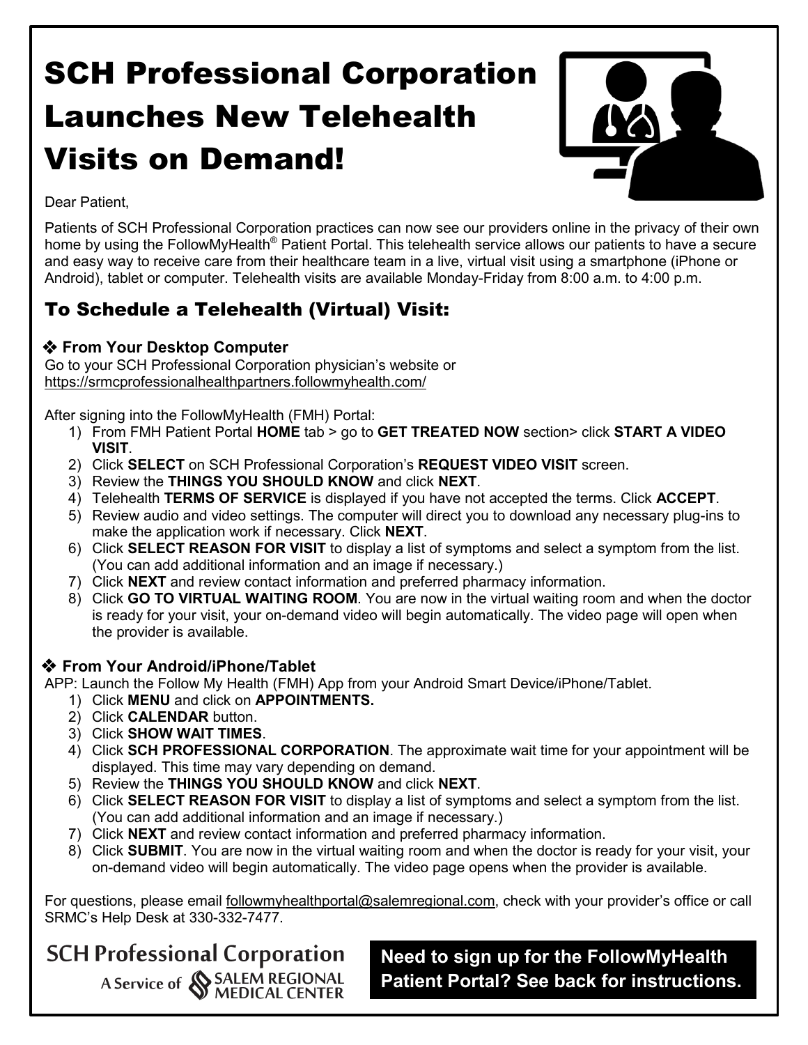# SCH Professional Corporation Launches New Telehealth Visits on Demand!

Dear Patient,

Patients of SCH Professional Corporation practices can now see our providers online in the privacy of their own home by using the FollowMyHealth® Patient Portal. This telehealth service allows our patients to have a secure and easy way to receive care from their healthcare team in a live, virtual visit using a smartphone (iPhone or Android), tablet or computer. Telehealth visits are available Monday-Friday from 8:00 a.m. to 4:00 p.m.

## To Schedule a Telehealth (Virtual) Visit:

### ❖ From Your Desktop Computer

Go to your SCH Professional Corporation physician's website or https://srmcprofessionalhealthpartners.followmyhealth.com/

After signing into the FollowMyHealth (FMH) Portal:

1) From FMH Patient Portal **HOME** tab > go to **GET TREATED NOW** section> click **START A VIDEO VISIT**.
2) Click **SELECT** on SCH Professional Corporation's **REQUEST VIDEO VISIT** screen.
3) Review the **THINGS YOU SHOULD KNOW** and click **NEXT**.
4) Telehealth **TERMS OF SERVICE** is displayed if you have not accepted the terms. Click **ACCEPT**.
5) Review audio and video settings. The computer will direct you to download any necessary plug-ins to make the application work if necessary. Click **NEXT**.
6) Click **SELECT REASON FOR VISIT** to display a list of symptoms and select a symptom from the list. (You can add additional information and an image if necessary.)
7) Click **NEXT** and review contact information and preferred pharmacy information.
8) Click **GO TO VIRTUAL WAITING ROOM**. You are now in the virtual waiting room and when the doctor is ready for your visit, your on-demand video will begin automatically. The video page will open when the provider is available.

### ❖ From Your Android/iPhone/Tablet

APP: Launch the Follow My Health (FMH) App from your Android Smart Device/iPhone/Tablet.

1) Click **MENU** and click on **APPOINTMENTS.**
2) Click **CALENDAR** button.
3) Click **SHOW WAIT TIMES**.
4) Click **SCH PROFESSIONAL CORPORATION**. The approximate wait time for your appointment will be displayed. This time may vary depending on demand.
5) Review the **THINGS YOU SHOULD KNOW** and click **NEXT**.
6) Click **SELECT REASON FOR VISIT** to display a list of symptoms and select a symptom from the list. (You can add additional information and an image if necessary.)
7) Click **NEXT** and review contact information and preferred pharmacy information.
8) Click **SUBMIT**. You are now in the virtual waiting room and when the doctor is ready for your visit, your on-demand video will begin automatically. The video page opens when the provider is available.

For questions, please email followmyhealthportal@salemregional.com, check with your provider's office or call SRMC's Help Desk at 330-332-7477.

SCH Professional Corporation
A Service of SALEM REGIONAL MEDICAL CENTER

**Need to sign up for the FollowMyHealth Patient Portal? See back for instructions.**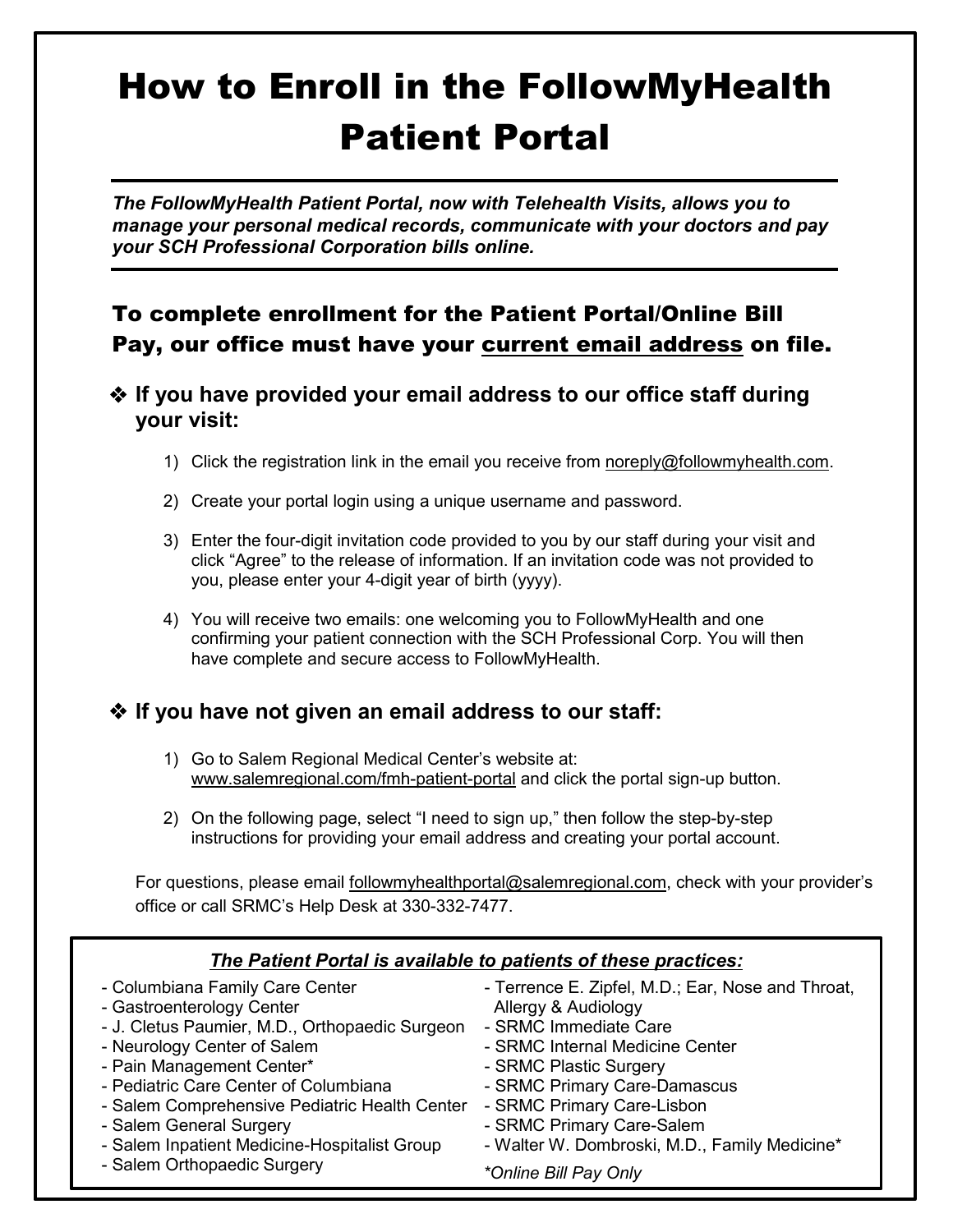# How to Enroll in the FollowMyHealth Patient Portal

***The FollowMyHealth Patient Portal, now with Telehealth Visits, allows you to manage your personal medical records, communicate with your doctors and pay your SCH Professional Corporation bills online.***

## To complete enrollment for the Patient Portal/Online Bill Pay, our office must have your current email address on file.

### ❖ If you have provided your email address to our office staff during your visit:

1) Click the registration link in the email you receive from noreply@followmyhealth.com.

2) Create your portal login using a unique username and password.

3) Enter the four-digit invitation code provided to you by our staff during your visit and click "Agree" to the release of information. If an invitation code was not provided to you, please enter your 4-digit year of birth (yyyy).

4) You will receive two emails: one welcoming you to FollowMyHealth and one confirming your patient connection with the SCH Professional Corp. You will then have complete and secure access to FollowMyHealth.

### ❖ If you have not given an email address to our staff:

1) Go to Salem Regional Medical Center's website at: www.salemregional.com/fmh-patient-portal and click the portal sign-up button.

2) On the following page, select "I need to sign up," then follow the step-by-step instructions for providing your email address and creating your portal account.

For questions, please email followmyhealthportal@salemregional.com, check with your provider's office or call SRMC's Help Desk at 330-332-7477.

***The Patient Portal is available to patients of these practices:***

- Columbiana Family Care Center
- Gastroenterology Center
- J. Cletus Paumier, M.D., Orthopaedic Surgeon
- Neurology Center of Salem
- Pain Management Center*
- Pediatric Care Center of Columbiana
- Salem Comprehensive Pediatric Health Center
- Salem General Surgery
- Salem Inpatient Medicine-Hospitalist Group
- Salem Orthopaedic Surgery
- Terrence E. Zipfel, M.D.; Ear, Nose and Throat, Allergy & Audiology
- SRMC Immediate Care
- SRMC Internal Medicine Center
- SRMC Plastic Surgery
- SRMC Primary Care-Damascus
- SRMC Primary Care-Lisbon
- SRMC Primary Care-Salem
- Walter W. Dombroski, M.D., Family Medicine*

*\*Online Bill Pay Only*